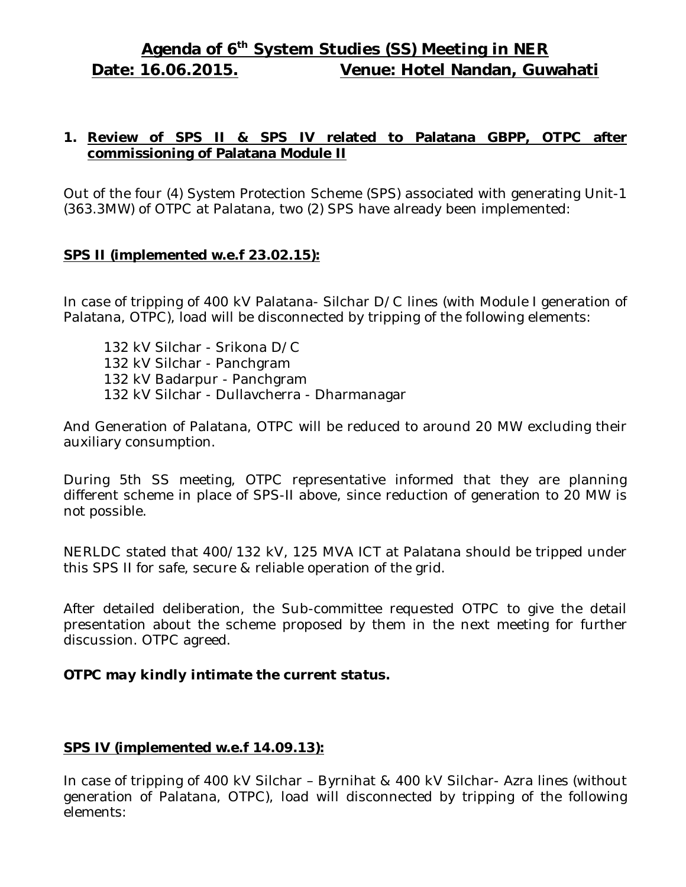# Agenda of 6th System Studies (SS) Meeting in NER

**Date: 16.06.2015.** **Venue: Hotel Nandan, Guwahati**

## 1. Review of SPS II & SPS IV related to Palatana GBPP, OTPC after commissioning of Palatana Module II

Out of the four (4) System Protection Scheme (SPS) associated with generating Unit-1 (363.3MW) of OTPC at Palatana, two (2) SPS have already been implemented:

### SPS II (implemented w.e.f 23.02.15):

In case of tripping of 400 kV Palatana- Silchar D/C lines (with Module I generation of Palatana, OTPC), load will be disconnected by tripping of the following elements:

- 132 kV Silchar - Srikona D/C
- 132 kV Silchar - Panchgram
- 132 kV Badarpur - Panchgram
- 132 kV Silchar - Dullavcherra - Dharmanagar

And Generation of Palatana, OTPC will be reduced to around 20 MW excluding their auxiliary consumption.

During 5th SS meeting, OTPC representative informed that they are planning different scheme in place of SPS-II above, since reduction of generation to 20 MW is not possible.

NERLDC stated that 400/132 kV, 125 MVA ICT at Palatana should be tripped under this SPS II for safe, secure & reliable operation of the grid.

After detailed deliberation, the Sub-committee requested OTPC to give the detail presentation about the scheme proposed by them in the next meeting for further discussion. OTPC agreed.

***OTPC may kindly intimate the current status.***

### SPS IV (implemented w.e.f 14.09.13):

In case of tripping of 400 kV Silchar – Byrnihat & 400 kV Silchar- Azra lines (without generation of Palatana, OTPC), load will disconnected by tripping of the following elements: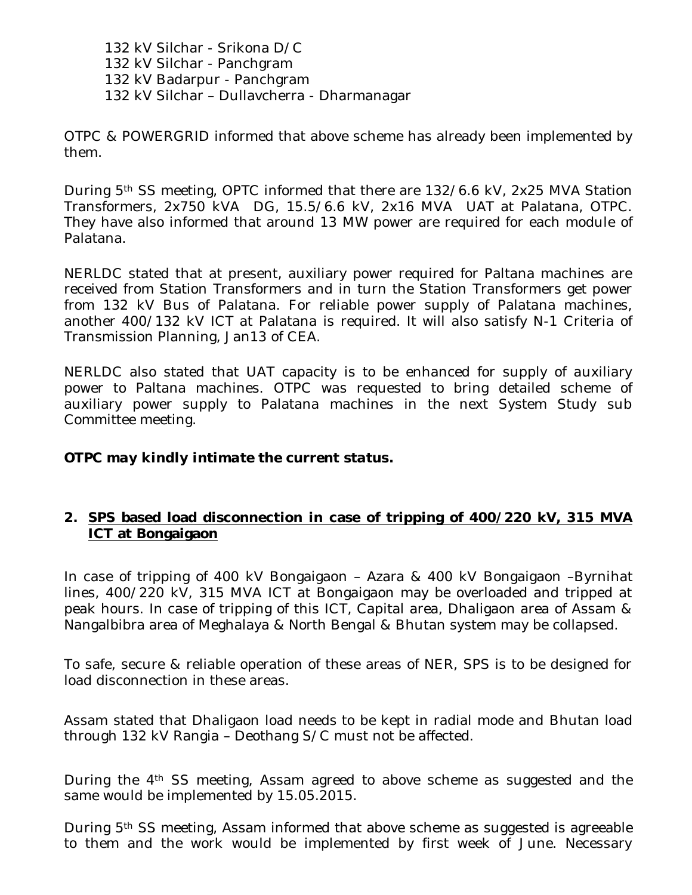132 kV Silchar - Srikona D/C
132 kV Silchar - Panchgram
132 kV Badarpur - Panchgram
132 kV Silchar – Dullavcherra - Dharmanagar

OTPC & POWERGRID informed that above scheme has already been implemented by them.

During 5th SS meeting, OPTC informed that there are 132/6.6 kV, 2x25 MVA Station Transformers, 2x750 kVA DG, 15.5/6.6 kV, 2x16 MVA UAT at Palatana, OTPC. They have also informed that around 13 MW power are required for each module of Palatana.

NERLDC stated that at present, auxiliary power required for Paltana machines are received from Station Transformers and in turn the Station Transformers get power from 132 kV Bus of Palatana. For reliable power supply of Palatana machines, another 400/132 kV ICT at Palatana is required. It will also satisfy N-1 Criteria of Transmission Planning, Jan13 of CEA.

NERLDC also stated that UAT capacity is to be enhanced for supply of auxiliary power to Paltana machines. OTPC was requested to bring detailed scheme of auxiliary power supply to Palatana machines in the next System Study sub Committee meeting.

***OTPC may kindly intimate the current status.***

## 2. SPS based load disconnection in case of tripping of 400/220 kV, 315 MVA ICT at Bongaigaon

In case of tripping of 400 kV Bongaigaon – Azara & 400 kV Bongaigaon –Byrnihat lines, 400/220 kV, 315 MVA ICT at Bongaigaon may be overloaded and tripped at peak hours. In case of tripping of this ICT, Capital area, Dhaligaon area of Assam & Nangalbibra area of Meghalaya & North Bengal & Bhutan system may be collapsed.

To safe, secure & reliable operation of these areas of NER, SPS is to be designed for load disconnection in these areas.

Assam stated that Dhaligaon load needs to be kept in radial mode and Bhutan load through 132 kV Rangia – Deothang S/C must not be affected.

During the 4th SS meeting, Assam agreed to above scheme as suggested and the same would be implemented by 15.05.2015.

During 5th SS meeting, Assam informed that above scheme as suggested is agreeable to them and the work would be implemented by first week of June. Necessary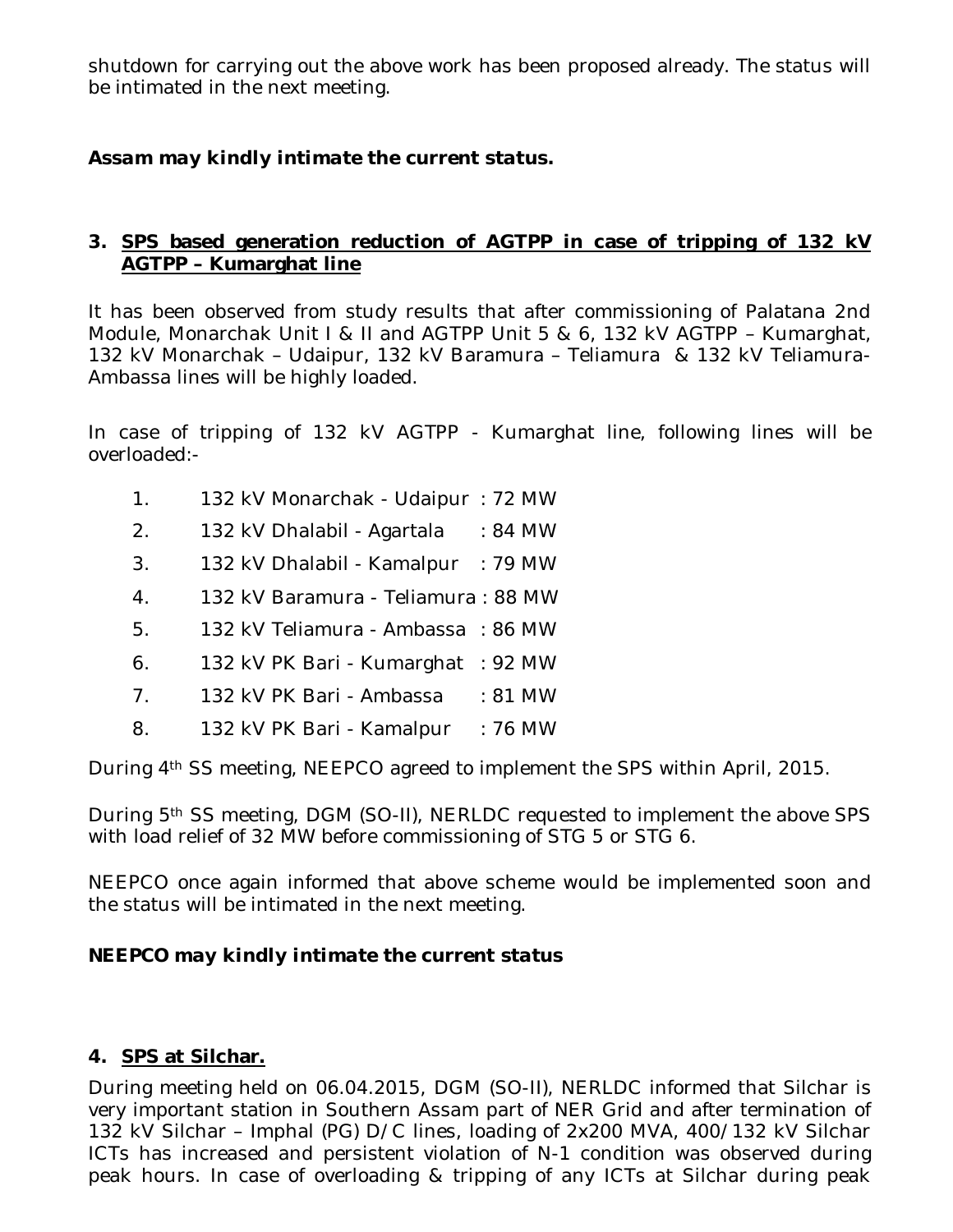shutdown for carrying out the above work has been proposed already. The status will be intimated in the next meeting.

***Assam may kindly intimate the current status.***

### 3. SPS based generation reduction of AGTPP in case of tripping of 132 kV AGTPP – Kumarghat line

It has been observed from study results that after commissioning of Palatana 2nd Module, Monarchak Unit I & II and AGTPP Unit 5 & 6, 132 kV AGTPP – Kumarghat, 132 kV Monarchak – Udaipur, 132 kV Baramura – Teliamura & 132 kV Teliamura-Ambassa lines will be highly loaded.

In case of tripping of 132 kV AGTPP - Kumarghat line, following lines will be overloaded:-

1. 132 kV Monarchak - Udaipur : 72 MW
2. 132 kV Dhalabil - Agartala : 84 MW
3. 132 kV Dhalabil - Kamalpur : 79 MW
4. 132 kV Baramura - Teliamura : 88 MW
5. 132 kV Teliamura - Ambassa : 86 MW
6. 132 kV PK Bari - Kumarghat : 92 MW
7. 132 kV PK Bari - Ambassa : 81 MW
8. 132 kV PK Bari - Kamalpur : 76 MW

During 4th SS meeting, NEEPCO agreed to implement the SPS within April, 2015.

During 5th SS meeting, DGM (SO-II), NERLDC requested to implement the above SPS with load relief of 32 MW before commissioning of STG 5 or STG 6.

NEEPCO once again informed that above scheme would be implemented soon and the status will be intimated in the next meeting.

***NEEPCO may kindly intimate the current status***

### 4. SPS at Silchar.

During meeting held on 06.04.2015, DGM (SO-II), NERLDC informed that Silchar is very important station in Southern Assam part of NER Grid and after termination of 132 kV Silchar – Imphal (PG) D/C lines, loading of 2x200 MVA, 400/132 kV Silchar ICTs has increased and persistent violation of N-1 condition was observed during peak hours. In case of overloading & tripping of any ICTs at Silchar during peak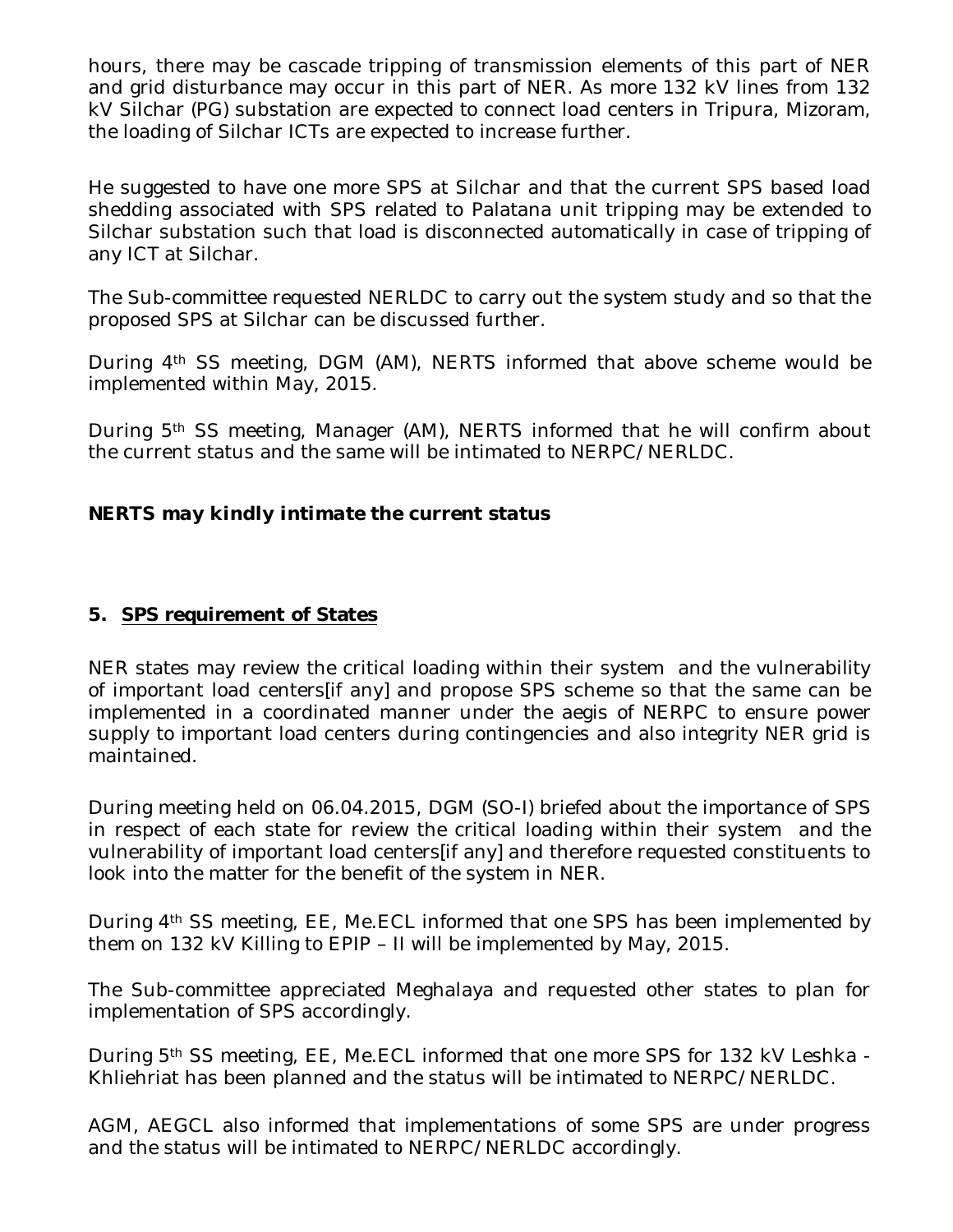hours, there may be cascade tripping of transmission elements of this part of NER and grid disturbance may occur in this part of NER. As more 132 kV lines from 132 kV Silchar (PG) substation are expected to connect load centers in Tripura, Mizoram, the loading of Silchar ICTs are expected to increase further.

He suggested to have one more SPS at Silchar and that the current SPS based load shedding associated with SPS related to Palatana unit tripping may be extended to Silchar substation such that load is disconnected automatically in case of tripping of any ICT at Silchar.

The Sub-committee requested NERLDC to carry out the system study and so that the proposed SPS at Silchar can be discussed further.

During 4th SS meeting, DGM (AM), NERTS informed that above scheme would be implemented within May, 2015.

During 5th SS meeting, Manager (AM), NERTS informed that he will confirm about the current status and the same will be intimated to NERPC/NERLDC.

***NERTS may kindly intimate the current status***

## 5. SPS requirement of States

NER states may review the critical loading within their system and the vulnerability of important load centers[if any] and propose SPS scheme so that the same can be implemented in a coordinated manner under the aegis of NERPC to ensure power supply to important load centers during contingencies and also integrity NER grid is maintained.

During meeting held on 06.04.2015, DGM (SO-I) briefed about the importance of SPS in respect of each state for review the critical loading within their system and the vulnerability of important load centers[if any] and therefore requested constituents to look into the matter for the benefit of the system in NER.

During 4th SS meeting, EE, Me.ECL informed that one SPS has been implemented by them on 132 kV Killing to EPIP – II will be implemented by May, 2015.

The Sub-committee appreciated Meghalaya and requested other states to plan for implementation of SPS accordingly.

During 5th SS meeting, EE, Me.ECL informed that one more SPS for 132 kV Leshka - Khliehriat has been planned and the status will be intimated to NERPC/NERLDC.

AGM, AEGCL also informed that implementations of some SPS are under progress and the status will be intimated to NERPC/NERLDC accordingly.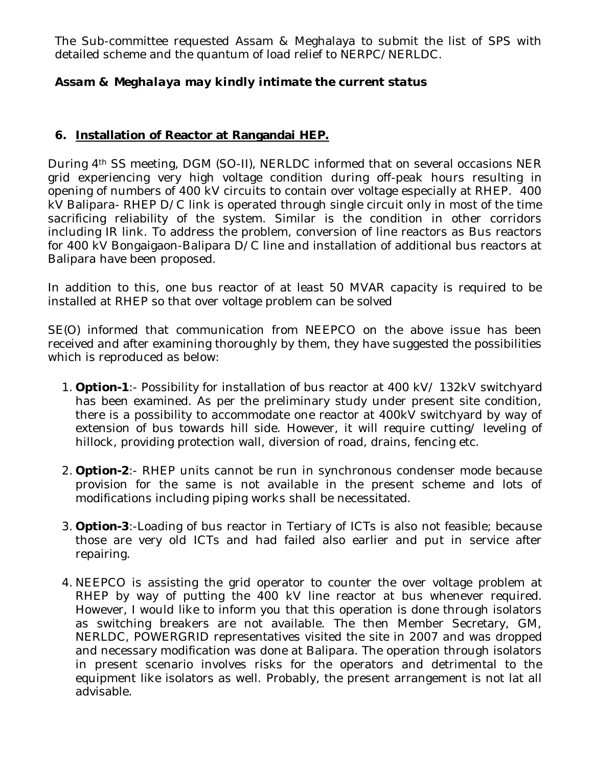The Sub-committee requested Assam & Meghalaya to submit the list of SPS with detailed scheme and the quantum of load relief to NERPC/NERLDC.

***Assam & Meghalaya may kindly intimate the current status***

## 6. Installation of Reactor at Rangandai HEP.

During 4th SS meeting, DGM (SO-II), NERLDC informed that on several occasions NER grid experiencing very high voltage condition during off-peak hours resulting in opening of numbers of 400 kV circuits to contain over voltage especially at RHEP. 400 kV Balipara- RHEP D/C link is operated through single circuit only in most of the time sacrificing reliability of the system. Similar is the condition in other corridors including IR link. To address the problem, conversion of line reactors as Bus reactors for 400 kV Bongaigaon-Balipara D/C line and installation of additional bus reactors at Balipara have been proposed.

In addition to this, one bus reactor of at least 50 MVAR capacity is required to be installed at RHEP so that over voltage problem can be solved

SE(O) informed that communication from NEEPCO on the above issue has been received and after examining thoroughly by them, they have suggested the possibilities which is reproduced as below:

1. **Option-1**:- Possibility for installation of bus reactor at 400 kV/ 132kV switchyard has been examined. As per the preliminary study under present site condition, there is a possibility to accommodate one reactor at 400kV switchyard by way of extension of bus towards hill side. However, it will require cutting/ leveling of hillock, providing protection wall, diversion of road, drains, fencing etc.

2. **Option-2**:- RHEP units cannot be run in synchronous condenser mode because provision for the same is not available in the present scheme and lots of modifications including piping works shall be necessitated.

3. **Option-3**:-Loading of bus reactor in Tertiary of ICTs is also not feasible; because those are very old ICTs and had failed also earlier and put in service after repairing.

4. NEEPCO is assisting the grid operator to counter the over voltage problem at RHEP by way of putting the 400 kV line reactor at bus whenever required. However, I would like to inform you that this operation is done through isolators as switching breakers are not available. The then Member Secretary, GM, NERLDC, POWERGRID representatives visited the site in 2007 and was dropped and necessary modification was done at Balipara. The operation through isolators in present scenario involves risks for the operators and detrimental to the equipment like isolators as well. Probably, the present arrangement is not lat all advisable.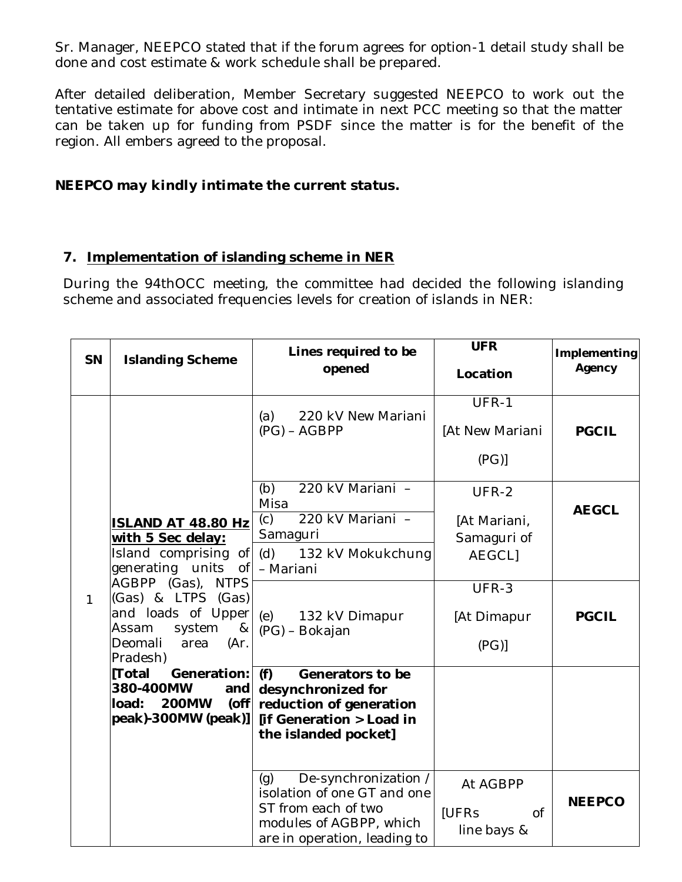Sr. Manager, NEEPCO stated that if the forum agrees for option-1 detail study shall be done and cost estimate & work schedule shall be prepared.

After detailed deliberation, Member Secretary suggested NEEPCO to work out the tentative estimate for above cost and intimate in next PCC meeting so that the matter can be taken up for funding from PSDF since the matter is for the benefit of the region. All embers agreed to the proposal.

***NEEPCO may kindly intimate the current status.***

## 7. Implementation of islanding scheme in NER

During the 94thOCC meeting, the committee had decided the following islanding scheme and associated frequencies levels for creation of islands in NER:

| SN | Islanding Scheme | Lines required to be opened | UFR Location | Implementing Agency |
|---|---|---|---|---|
| 1 | **ISLAND AT 48.80 Hz with 5 Sec delay:** Island comprising of generating units of AGBPP (Gas), NTPS (Gas) & LTPS (Gas) and loads of Upper Assam system & Deomali area (Ar. Pradesh) **[Total Generation: 380-400MW and load: 200MW (off peak)-300MW (peak)]** | (a) 220 kV New Mariani (PG) – AGBPP | UFR-1 [At New Mariani (PG)] | **PGCIL** |
| | | (b) 220 kV Mariani – Misa | UFR-2 [At Mariani, Samaguri of AEGCL] | **AEGCL** |
| | | (c) 220 kV Mariani – Samaguri | | |
| | | (d) 132 kV Mokukchung – Mariani | | |
| | | (e) 132 kV Dimapur (PG) – Bokajan | UFR-3 [At Dimapur (PG)] | **PGCIL** |
| | | **(f) Generators to be desynchronized for reduction of generation [if Generation > Load in the islanded pocket]** | | |
| | | (g) De-synchronization / isolation of one GT and one ST from each of two modules of AGBPP, which are in operation, leading to | At AGBPP [UFRs of line bays & | **NEEPCO** |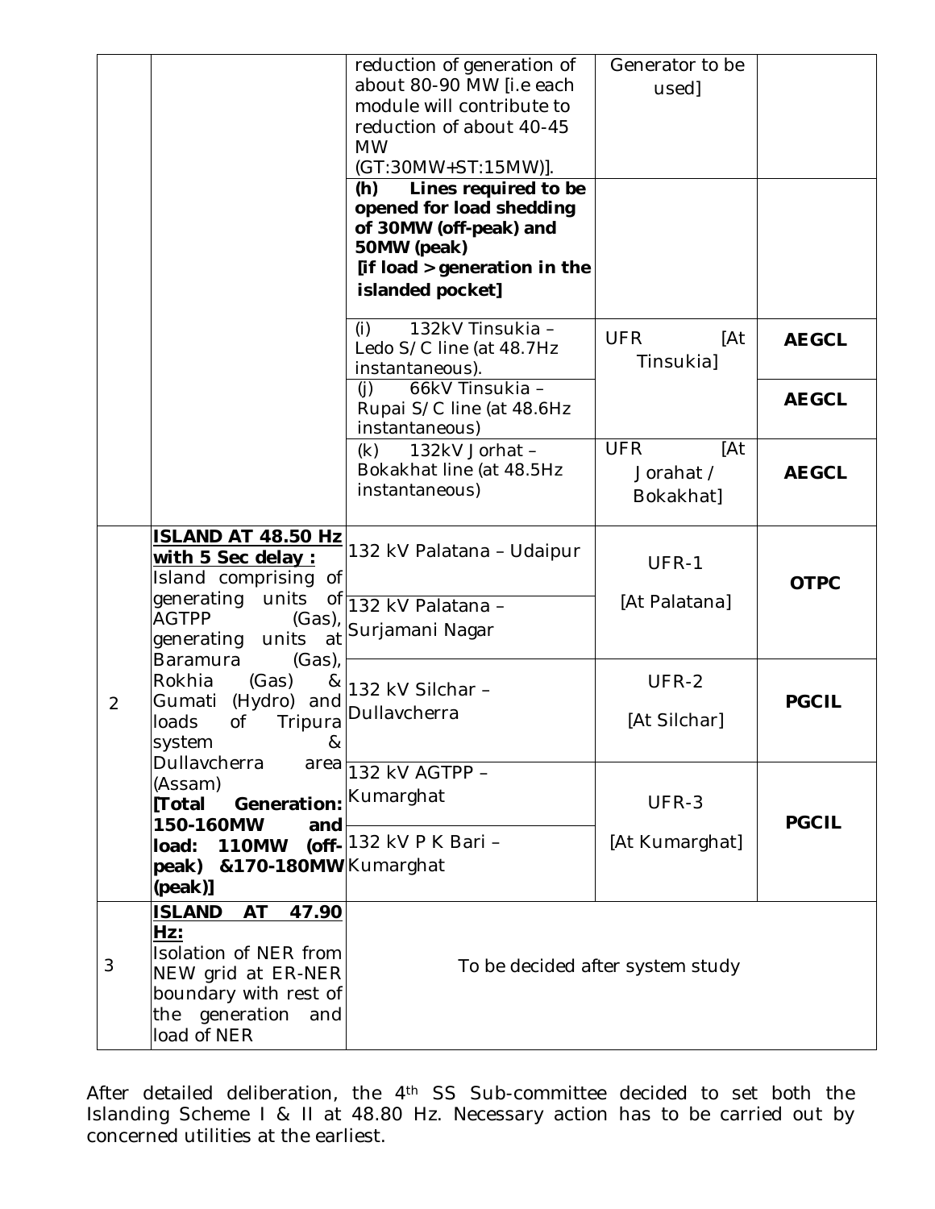| | | | | |
|---|---|---|---|---|
| | | reduction of generation of about 80-90 MW [i.e each module will contribute to reduction of about 40-45 MW (GT:30MW+ST:15MW)]. | Generator to be used] | |
| | | **(h) Lines required to be opened for load shedding of 30MW (off-peak) and 50MW (peak) [if load > generation in the islanded pocket]** | | |
| | | (i) 132kV Tinsukia – Ledo S/C line (at 48.7Hz instantaneous). | UFR [At Tinsukia] | **AEGCL** |
| | | (j) 66kV Tinsukia – Rupai S/C line (at 48.6Hz instantaneous) | | **AEGCL** |
| | | (k) 132kV Jorhat – Bokakhat line (at 48.5Hz instantaneous) | UFR [At Jorhat / Bokakhat] | **AEGCL** |
| 2 | **<u>ISLAND AT 48.50 Hz with 5 Sec delay :</u>** Island comprising of generating units of AGTPP (Gas), generating units at Baramura (Gas), Rokhia (Gas) & Gumati (Hydro) and loads of Tripura system & Dullavcherra area (Assam) **[Total Generation: 150-160MW and load: 110MW (off-peak) &170-180MW (peak)]** | 132 kV Palatana – Udaipur | UFR-1 [At Palatana] | **OTPC** |
| | | 132 kV Palatana – Surjamani Nagar | | |
| | | 132 kV Silchar – Dullavcherra | UFR-2 [At Silchar] | **PGCIL** |
| | | 132 kV AGTPP – Kumarghat | UFR-3 [At Kumarghat] | **PGCIL** |
| | | 132 kV P K Bari – Kumarghat | | |
| 3 | **<u>ISLAND AT 47.90 Hz:</u>** Isolation of NER from NEW grid at ER-NER boundary with rest of the generation and load of NER | To be decided after system study | | |

After detailed deliberation, the 4th SS Sub-committee decided to set both the Islanding Scheme I & II at 48.80 Hz. Necessary action has to be carried out by concerned utilities at the earliest.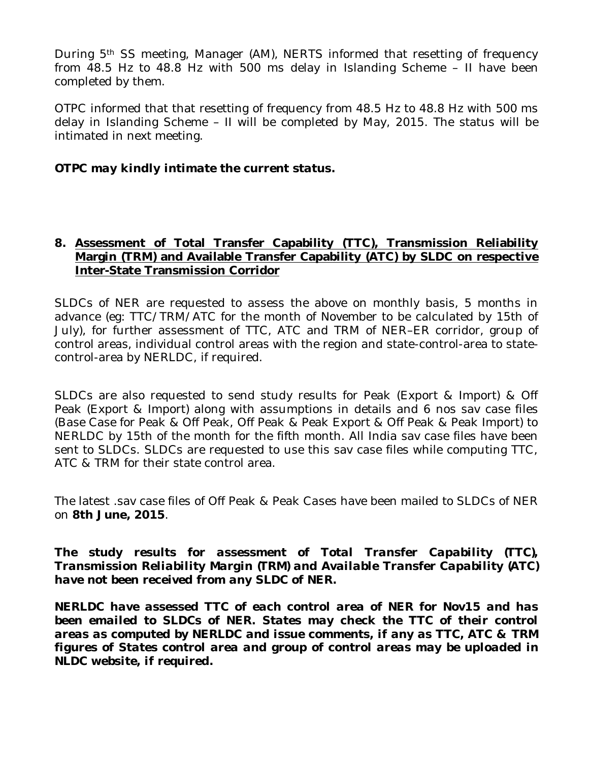During 5th SS meeting, Manager (AM), NERTS informed that resetting of frequency from 48.5 Hz to 48.8 Hz with 500 ms delay in Islanding Scheme – II have been completed by them.

OTPC informed that that resetting of frequency from 48.5 Hz to 48.8 Hz with 500 ms delay in Islanding Scheme – II will be completed by May, 2015. The status will be intimated in next meeting.

***OTPC may kindly intimate the current status.***

## 8. Assessment of Total Transfer Capability (TTC), Transmission Reliability Margin (TRM) and Available Transfer Capability (ATC) by SLDC on respective Inter-State Transmission Corridor

SLDCs of NER are requested to assess the above on monthly basis, 5 months in advance (eg: TTC/TRM/ATC for the month of November to be calculated by 15th of July), for further assessment of TTC, ATC and TRM of NER–ER corridor, group of control areas, individual control areas with the region and state-control-area to state-control-area by NERLDC, if required.

SLDCs are also requested to send study results for Peak (Export & Import) & Off Peak (Export & Import) along with assumptions in details and 6 nos sav case files (Base Case for Peak & Off Peak, Off Peak & Peak Export & Off Peak & Peak Import) to NERLDC by 15th of the month for the fifth month. All India sav case files have been sent to SLDCs. SLDCs are requested to use this sav case files while computing TTC, ATC & TRM for their state control area.

The latest .sav case files of Off Peak & Peak Cases have been mailed to SLDCs of NER on **8th June, 2015**.

***The study results for assessment of Total Transfer Capability (TTC), Transmission Reliability Margin (TRM) and Available Transfer Capability (ATC) have not been received from any SLDC of NER.***

***NERLDC have assessed TTC of each control area of NER for Nov15 and has been emailed to SLDCs of NER. States may check the TTC of their control areas as computed by NERLDC and issue comments, if any as TTC, ATC & TRM figures of States control area and group of control areas may be uploaded in NLDC website, if required.***